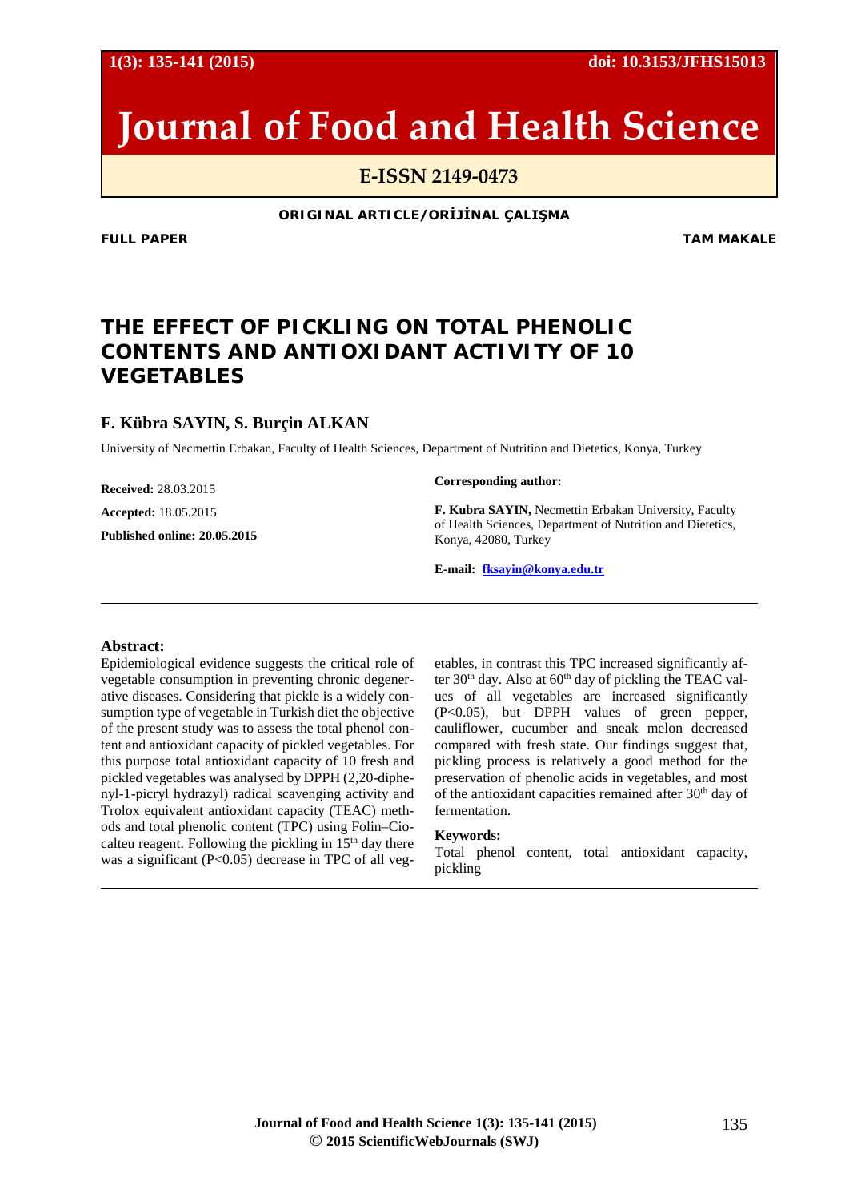# Journal of Food and Health Science

**E-ISSN 2149-0473**

**ORIGINAL ARTICLE/ORİJİNAL ÇALIŞMA**

**FULL PAPER** **TAM MAKALE**

## THE EFFECT OF PICKLING ON TOTAL PHENOLIC CONTENTS AND ANTIOXIDANT ACTIVITY OF 10 VEGETABLES

**F. Kübra SAYIN, S. Burçin ALKAN**

University of Necmettin Erbakan, Faculty of Health Sciences, Department of Nutrition and Dietetics, Konya, Turkey

**Received:** 28.03.2015

**Accepted:** 18.05.2015

**Published online: 20.05.2015**

**Corresponding author:**

**F. Kubra SAYIN,** Necmettin Erbakan University, Faculty of Health Sciences, Department of Nutrition and Dietetics, Konya, 42080, Turkey

**E-mail:** fksayin@konya.edu.tr

**Abstract:**

Epidemiological evidence suggests the critical role of vegetable consumption in preventing chronic degenerative diseases. Considering that pickle is a widely consumption type of vegetable in Turkish diet the objective of the present study was to assess the total phenol content and antioxidant capacity of pickled vegetables. For this purpose total antioxidant capacity of 10 fresh and pickled vegetables was analysed by DPPH (2,20-diphenyl-1-picryl hydrazyl) radical scavenging activity and Trolox equivalent antioxidant capacity (TEAC) methods and total phenolic content (TPC) using Folin–Ciocalteu reagent. Following the pickling in 15th day there was a significant ($P<0.05$) decrease in TPC of all vegetables, in contrast this TPC increased significantly after 30th day. Also at 60th day of pickling the TEAC values of all vegetables are increased significantly ($P<0.05$), but DPPH values of green pepper, cauliflower, cucumber and sneak melon decreased compared with fresh state. Our findings suggest that, pickling process is relatively a good method for the preservation of phenolic acids in vegetables, and most of the antioxidant capacities remained after 30th day of fermentation.

**Keywords:**

Total phenol content, total antioxidant capacity, pickling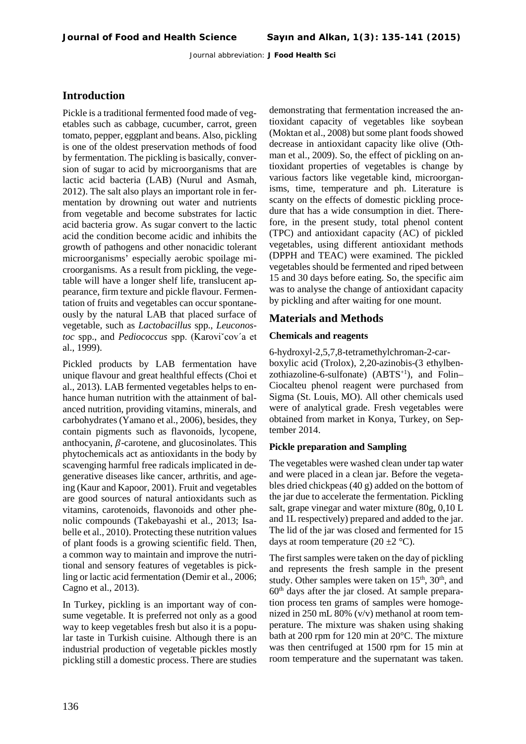## Introduction

Pickle is a traditional fermented food made of vegetables such as cabbage, cucumber, carrot, green tomato, pepper, eggplant and beans. Also, pickling is one of the oldest preservation methods of food by fermentation. The pickling is basically, conversion of sugar to acid by microorganisms that are lactic acid bacteria (LAB) (Nurul and Asmah, 2012). The salt also plays an important role in fermentation by drowning out water and nutrients from vegetable and become substrates for lactic acid bacteria grow. As sugar convert to the lactic acid the condition become acidic and inhibits the growth of pathogens and other nonacidic tolerant microorganisms' especially aerobic spoilage microorganisms. As a result from pickling, the vegetable will have a longer shelf life, translucent appearance, firm texture and pickle flavour. Fermentation of fruits and vegetables can occur spontaneously by the natural LAB that placed surface of vegetable, such as *Lactobacillus* spp., *Leuconostoc* spp., and *Pediococcus* spp. (Karoviˇcov´a et al., 1999).

Pickled products by LAB fermentation have unique flavour and great healthful effects (Choi et al., 2013). LAB fermented vegetables helps to enhance human nutrition with the attainment of balanced nutrition, providing vitamins, minerals, and carbohydrates (Yamano et al., 2006), besides, they contain pigments such as flavonoids, lycopene, anthocyanin, $\beta$-carotene, and glucosinolates. This phytochemicals act as antioxidants in the body by scavenging harmful free radicals implicated in degenerative diseases like cancer, arthritis, and ageing (Kaur and Kapoor, 2001). Fruit and vegetables are good sources of natural antioxidants such as vitamins, carotenoids, flavonoids and other phenolic compounds (Takebayashi et al., 2013; Isabelle et al., 2010). Protecting these nutrition values of plant foods is a growing scientific field. Then, a common way to maintain and improve the nutritional and sensory features of vegetables is pickling or lactic acid fermentation (Demir et al., 2006; Cagno et al., 2013).

In Turkey, pickling is an important way of consume vegetable. It is preferred not only as a good way to keep vegetables fresh but also it is a popular taste in Turkish cuisine. Although there is an industrial production of vegetable pickles mostly pickling still a domestic process. There are studies demonstrating that fermentation increased the antioxidant capacity of vegetables like soybean (Moktan et al., 2008) but some plant foods showed decrease in antioxidant capacity like olive (Othman et al., 2009). So, the effect of pickling on antioxidant properties of vegetables is change by various factors like vegetable kind, microorganisms, time, temperature and ph. Literature is scanty on the effects of domestic pickling procedure that has a wide consumption in diet. Therefore, in the present study, total phenol content (TPC) and antioxidant capacity (AC) of pickled vegetables, using different antioxidant methods (DPPH and TEAC) were examined. The pickled vegetables should be fermented and riped between 15 and 30 days before eating. So, the specific aim was to analyse the change of antioxidant capacity by pickling and after waiting for one mount.

## Materials and Methods

### Chemicals and reagents

6-hydroxyl-2,5,7,8-tetramethylchroman-2-carboxylic acid (Trolox), 2,20-azinobis-(3 ethylbenzothiazoline-6-sulfonate) ($ABTS^{+1}$), and Folin–Ciocalteu phenol reagent were purchased from Sigma (St. Louis, MO). All other chemicals used were of analytical grade. Fresh vegetables were obtained from market in Konya, Turkey, on September 2014.

### Pickle preparation and Sampling

The vegetables were washed clean under tap water and were placed in a clean jar. Before the vegetables dried chickpeas (40 g) added on the bottom of the jar due to accelerate the fermentation. Pickling salt, grape vinegar and water mixture (80g, 0,10 L and 1L respectively) prepared and added to the jar. The lid of the jar was closed and fermented for 15 days at room temperature (20 ±2 °C).

The first samples were taken on the day of pickling and represents the fresh sample in the present study. Other samples were taken on 15$^{th}$, 30$^{th}$, and 60$^{th}$ days after the jar closed. At sample preparation process ten grams of samples were homogenized in 250 mL 80% (v/v) methanol at room temperature. The mixture was shaken using shaking bath at 200 rpm for 120 min at 20°C. The mixture was then centrifuged at 1500 rpm for 15 min at room temperature and the supernatant was taken.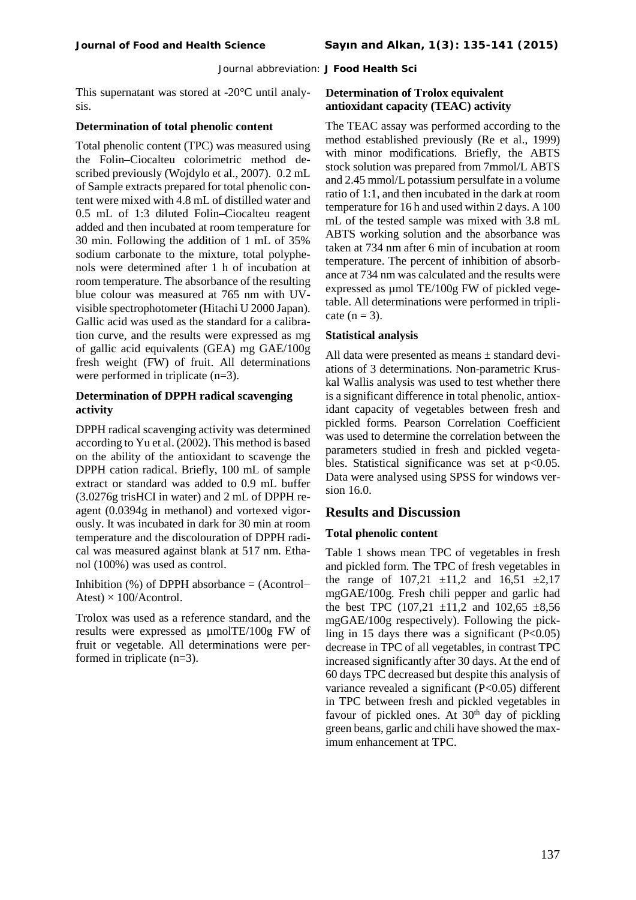This supernatant was stored at -20°C until analysis.

### Determination of total phenolic content

Total phenolic content (TPC) was measured using the Folin–Ciocalteu colorimetric method described previously (Wojdylo et al., 2007). 0.2 mL of Sample extracts prepared for total phenolic content were mixed with 4.8 mL of distilled water and 0.5 mL of 1:3 diluted Folin–Ciocalteu reagent added and then incubated at room temperature for 30 min. Following the addition of 1 mL of 35% sodium carbonate to the mixture, total polyphenols were determined after 1 h of incubation at room temperature. The absorbance of the resulting blue colour was measured at 765 nm with UV-visible spectrophotometer (Hitachi U 2000 Japan). Gallic acid was used as the standard for a calibration curve, and the results were expressed as mg of gallic acid equivalents (GEA) mg GAE/100g fresh weight (FW) of fruit. All determinations were performed in triplicate (n=3).

### Determination of DPPH radical scavenging activity

DPPH radical scavenging activity was determined according to Yu et al. (2002). This method is based on the ability of the antioxidant to scavenge the DPPH cation radical. Briefly, 100 mL of sample extract or standard was added to 0.9 mL buffer (3.0276g trisHCI in water) and 2 mL of DPPH reagent (0.0394g in methanol) and vortexed vigorously. It was incubated in dark for 30 min at room temperature and the discolouration of DPPH radical was measured against blank at 517 nm. Ethanol (100%) was used as control.

Inhibition (%) of DPPH absorbance = $(A_{control} - A_{test}) \times 100 / A_{control}$.

Trolox was used as a reference standard, and the results were expressed as µmolTE/100g FW of fruit or vegetable. All determinations were performed in triplicate (n=3).

### Determination of Trolox equivalent antioxidant capacity (TEAC) activity

The TEAC assay was performed according to the method established previously (Re et al., 1999) with minor modifications. Briefly, the ABTS stock solution was prepared from 7mmol/L ABTS and 2.45 mmol/L potassium persulfate in a volume ratio of 1:1, and then incubated in the dark at room temperature for 16 h and used within 2 days. A 100 mL of the tested sample was mixed with 3.8 mL ABTS working solution and the absorbance was taken at 734 nm after 6 min of incubation at room temperature. The percent of inhibition of absorbance at 734 nm was calculated and the results were expressed as µmol TE/100g FW of pickled vegetable. All determinations were performed in triplicate (n = 3).

### Statistical analysis

All data were presented as means ± standard deviations of 3 determinations. Non-parametric Kruskal Wallis analysis was used to test whether there is a significant difference in total phenolic, antioxidant capacity of vegetables between fresh and pickled forms. Pearson Correlation Coefficient was used to determine the correlation between the parameters studied in fresh and pickled vegetables. Statistical significance was set at $p<0.05$. Data were analysed using SPSS for windows version 16.0.

## Results and Discussion

### Total phenolic content

Table 1 shows mean TPC of vegetables in fresh and pickled form. The TPC of fresh vegetables in the range of 107,21 ±11,2 and 16,51 ±2,17 mgGAE/100g. Fresh chili pepper and garlic had the best TPC (107,21 ±11,2 and 102,65 ±8,56 mgGAE/100g respectively). Following the pickling in 15 days there was a significant ($P<0.05$) decrease in TPC of all vegetables, in contrast TPC increased significantly after 30 days. At the end of 60 days TPC decreased but despite this analysis of variance revealed a significant ($P<0.05$) different in TPC between fresh and pickled vegetables in favour of pickled ones. At 30th day of pickling green beans, garlic and chili have showed the maximum enhancement at TPC.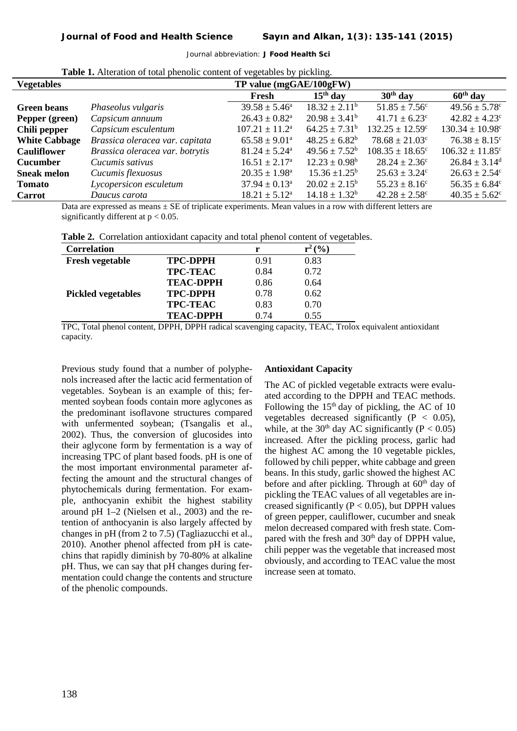**Table 1.** Alteration of total phenolic content of vegetables by pickling.

| Vegetables | | TP value (mgGAE/100gFW) | | | |
|---|---|---|---|---|---|
| | | Fresh | 15th day | 30th day | 60th day |
| **Green beans** | *Phaseolus vulgaris* | $39.58 \pm 5.46^{a}$ | $18.32 \pm 2.11^{b}$ | $51.85 \pm 7.56^{c}$ | $49.56 \pm 5.78^{c}$ |
| **Pepper (green)** | *Capsicum annuum* | $26.43 \pm 0.82^{a}$ | $20.98 \pm 3.41^{b}$ | $41.71 \pm 6.23^{c}$ | $42.82 \pm 4.23^{c}$ |
| **Chili pepper** | *Capsicum esculentum* | $107.21 \pm 11.2^{a}$ | $64.25 \pm 7.31^{b}$ | $132.25 \pm 12.59^{c}$ | $130.34 \pm 10.98^{c}$ |
| **White Cabbage** | *Brassica oleracea var. capitata* | $65.58 \pm 9.01^{a}$ | $48.25 \pm 6.82^{b}$ | $78.68 \pm 21.03^{c}$ | $76.38 \pm 8.15^{c}$ |
| **Cauliflower** | *Brassica oleracea var. botrytis* | $81.24 \pm 5.24^{a}$ | $49.56 \pm 7.52^{b}$ | $108.35 \pm 18.65^{c}$ | $106.32 \pm 11.85^{c}$ |
| **Cucumber** | *Cucumis sativus* | $16.51 \pm 2.17^{a}$ | $12.23 \pm 0.98^{b}$ | $28.24 \pm 2.36^{c}$ | $26.84 \pm 3.14^{d}$ |
| **Sneak melon** | *Cucumis flexuosus* | $20.35 \pm 1.98^{a}$ | $15.36 \pm 1.25^{b}$ | $25.63 \pm 3.24^{c}$ | $26.63 \pm 2.54^{c}$ |
| **Tomato** | *Lycopersicon esculetum* | $37.94 \pm 0.13^{a}$ | $20.02 \pm 2.15^{b}$ | $55.23 \pm 8.16^{c}$ | $56.35 \pm 6.84^{c}$ |
| **Carrot** | *Daucus carota* | $18.21 \pm 5.12^{a}$ | $14.18 \pm 1.32^{b}$ | $42.28 \pm 2.58^{c}$ | $40.35 \pm 5.62^{c}$ |

Data are expressed as means ± SE of triplicate experiments. Mean values in a row with different letters are significantly different at $p < 0.05$.

**Table 2.** Correlation antioxidant capacity and total phenol content of vegetables.

| Correlation | | r | $r^2$ (%) |
|---|---|---|---|
| **Fresh vegetable** | **TPC-DPPH** | 0.91 | 0.83 |
| | **TPC-TEAC** | 0.84 | 0.72 |
| | **TEAC-DPPH** | 0.86 | 0.64 |
| **Pickled vegetables** | **TPC-DPPH** | 0.78 | 0.62 |
| | **TPC-TEAC** | 0.83 | 0.70 |
| | **TEAC-DPPH** | 0.74 | 0.55 |

TPC, Total phenol content, DPPH, DPPH radical scavenging capacity, TEAC, Trolox equivalent antioxidant capacity.

Previous study found that a number of polyphenols increased after the lactic acid fermentation of vegetables. Soybean is an example of this; fermented soybean foods contain more aglycones as the predominant isoflavone structures compared with unfermented soybean; (Tsangalis et al., 2002). Thus, the conversion of glucosides into their aglycone form by fermentation is a way of increasing TPC of plant based foods. pH is one of the most important environmental parameter affecting the amount and the structural changes of phytochemicals during fermentation. For example, anthocyanin exhibit the highest stability around pH 1–2 (Nielsen et al., 2003) and the retention of anthocyanin is also largely affected by changes in pH (from 2 to 7.5) (Tagliazucchi et al., 2010). Another phenol affected from pH is catechins that rapidly diminish by 70-80% at alkaline pH. Thus, we can say that pH changes during fermentation could change the contents and structure of the phenolic compounds.

**Antioxidant Capacity**

The AC of pickled vegetable extracts were evaluated according to the DPPH and TEAC methods. Following the 15th day of pickling, the AC of 10 vegetables decreased significantly ($P < 0.05$), while, at the 30th day AC significantly ($P < 0.05$) increased. After the pickling process, garlic had the highest AC among the 10 vegetable pickles, followed by chili pepper, white cabbage and green beans. In this study, garlic showed the highest AC before and after pickling. Through at 60th day of pickling the TEAC values of all vegetables are increased significantly ($P < 0.05$), but DPPH values of green pepper, cauliflower, cucumber and sneak melon decreased compared with fresh state. Compared with the fresh and 30th day of DPPH value, chili pepper was the vegetable that increased most obviously, and according to TEAC value the most increase seen at tomato.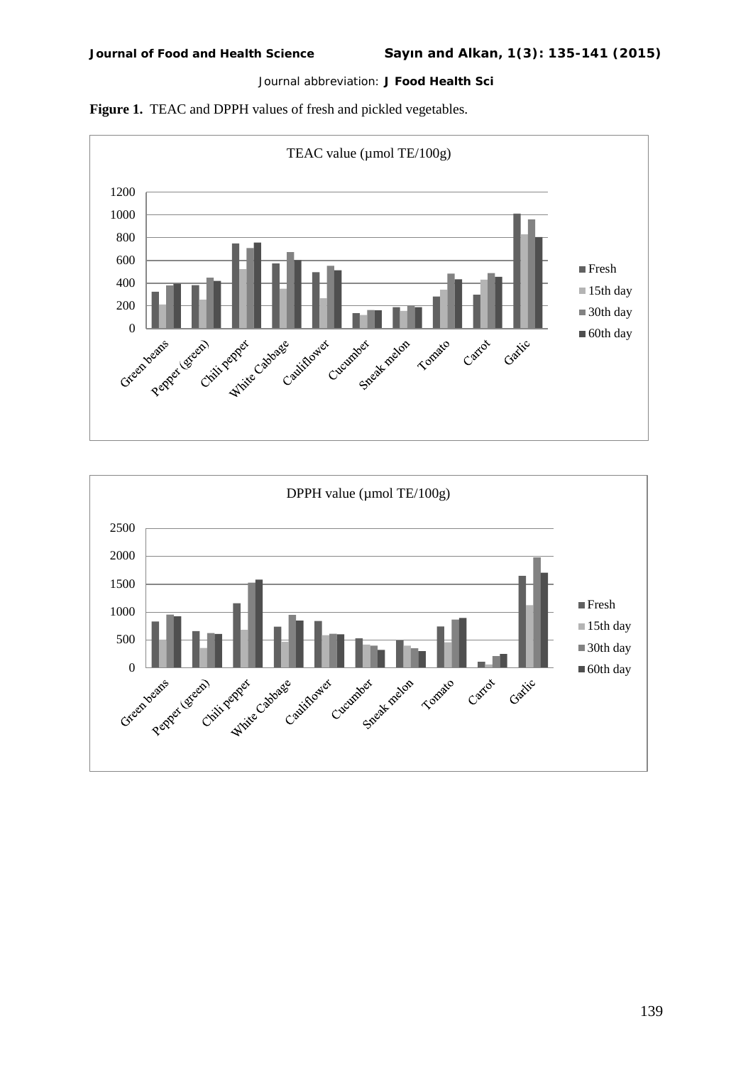**Figure 1.** TEAC and DPPH values of fresh and pickled vegetables.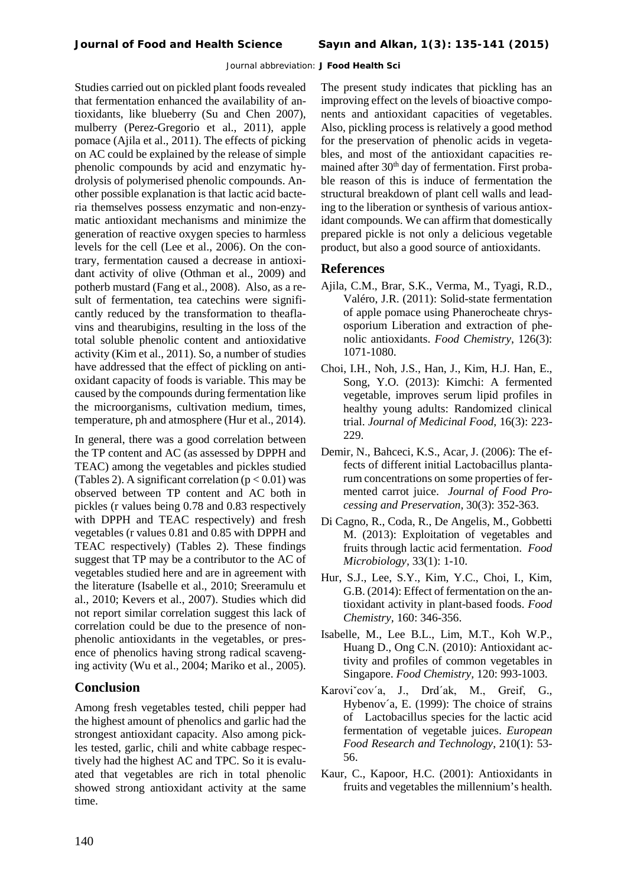Studies carried out on pickled plant foods revealed that fermentation enhanced the availability of antioxidants, like blueberry (Su and Chen 2007), mulberry (Perez-Gregorio et al., 2011), apple pomace (Ajila et al., 2011). The effects of picking on AC could be explained by the release of simple phenolic compounds by acid and enzymatic hydrolysis of polymerised phenolic compounds. Another possible explanation is that lactic acid bacteria themselves possess enzymatic and non-enzymatic antioxidant mechanisms and minimize the generation of reactive oxygen species to harmless levels for the cell (Lee et al., 2006). On the contrary, fermentation caused a decrease in antioxidant activity of olive (Othman et al., 2009) and potherb mustard (Fang et al., 2008). Also, as a result of fermentation, tea catechins were significantly reduced by the transformation to theaflavins and thearubigins, resulting in the loss of the total soluble phenolic content and antioxidative activity (Kim et al., 2011). So, a number of studies have addressed that the effect of pickling on antioxidant capacity of foods is variable. This may be caused by the compounds during fermentation like the microorganisms, cultivation medium, times, temperature, ph and atmosphere (Hur et al., 2014).

In general, there was a good correlation between the TP content and AC (as assessed by DPPH and TEAC) among the vegetables and pickles studied (Tables 2). A significant correlation ($p < 0.01$) was observed between TP content and AC both in pickles (r values being 0.78 and 0.83 respectively with DPPH and TEAC respectively) and fresh vegetables (r values 0.81 and 0.85 with DPPH and TEAC respectively) (Tables 2). These findings suggest that TP may be a contributor to the AC of vegetables studied here and are in agreement with the literature (Isabelle et al., 2010; Sreeramulu et al., 2010; Kevers et al., 2007). Studies which did not report similar correlation suggest this lack of correlation could be due to the presence of non-phenolic antioxidants in the vegetables, or presence of phenolics having strong radical scavenging activity (Wu et al., 2004; Mariko et al., 2005).

## Conclusion

Among fresh vegetables tested, chili pepper had the highest amount of phenolics and garlic had the strongest antioxidant capacity. Also among pickles tested, garlic, chili and white cabbage respectively had the highest AC and TPC. So it is evaluated that vegetables are rich in total phenolic showed strong antioxidant activity at the same time.

The present study indicates that pickling has an improving effect on the levels of bioactive components and antioxidant capacities of vegetables. Also, pickling process is relatively a good method for the preservation of phenolic acids in vegetables, and most of the antioxidant capacities remained after 30th day of fermentation. First probable reason of this is induce of fermentation the structural breakdown of plant cell walls and leading to the liberation or synthesis of various antioxidant compounds. We can affirm that domestically prepared pickle is not only a delicious vegetable product, but also a good source of antioxidants.

## References

Ajila, C.M., Brar, S.K., Verma, M., Tyagi, R.D., Valéro, J.R. (2011): Solid-state fermentation of apple pomace using Phanerocheate chrysosporium Liberation and extraction of phenolic antioxidants. *Food Chemistry*, 126(3): 1071-1080.

Choi, I.H., Noh, J.S., Han, J., Kim, H.J. Han, E., Song, Y.O. (2013): Kimchi: A fermented vegetable, improves serum lipid profiles in healthy young adults: Randomized clinical trial. *Journal of Medicinal Food*, 16(3): 223-229.

Demir, N., Bahceci, K.S., Acar, J. (2006): The effects of different initial Lactobacillus plantarum concentrations on some properties of fermented carrot juice. *Journal of Food Processing and Preservation,* 30(3): 352-363.

Di Cagno, R., Coda, R., De Angelis, M., Gobbetti M. (2013): Exploitation of vegetables and fruits through lactic acid fermentation. *Food Microbiology*, 33(1): 1-10.

Hur, S.J., Lee, S.Y., Kim, Y.C., Choi, I., Kim, G.B. (2014): Effect of fermentation on the antioxidant activity in plant-based foods. *Food Chemistry,* 160: 346-356.

Isabelle, M., Lee B.L., Lim, M.T., Koh W.P., Huang D., Ong C.N. (2010): Antioxidant activity and profiles of common vegetables in Singapore. *Food Chemistry,* 120: 993-1003.

Karoviˇcov´a, J., Drd´ak, M., Greif, G., Hybenov´a, E. (1999): The choice of strains of Lactobacillus species for the lactic acid fermentation of vegetable juices. *European Food Research and Technology*, 210(1): 53-56.

Kaur, C., Kapoor, H.C. (2001): Antioxidants in fruits and vegetables the millennium's health.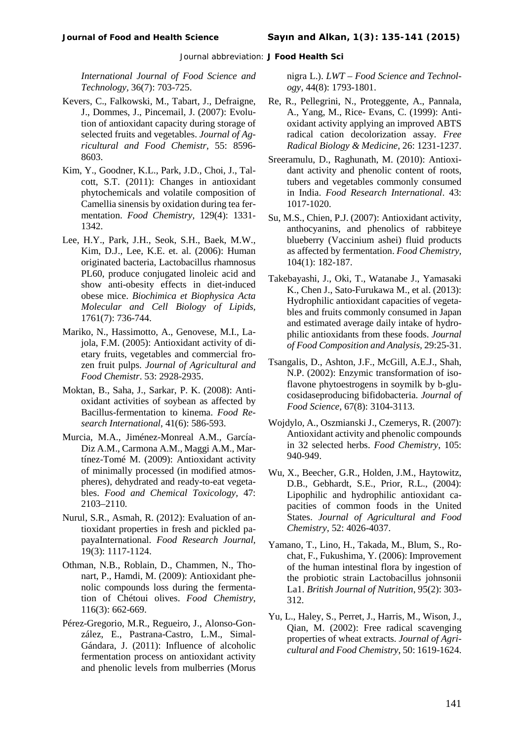*International Journal of Food Science and Technology*, 36(7): 703-725.

Kevers, C., Falkowski, M., Tabart, J., Defraigne, J., Dommes, J., Pincemail, J. (2007): Evolution of antioxidant capacity during storage of selected fruits and vegetables. *Journal of Agricultural and Food Chemistr*, 55: 8596-8603.

Kim, Y., Goodner, K.L., Park, J.D., Choi, J., Talcott, S.T. (2011): Changes in antioxidant phytochemicals and volatile composition of Camellia sinensis by oxidation during tea fermentation. *Food Chemistry*, 129(4): 1331-1342.

Lee, H.Y., Park, J.H., Seok, S.H., Baek, M.W., Kim, D.J., Lee, K.E. et. al. (2006): Human originated bacteria, Lactobacillus rhamnosus PL60, produce conjugated linoleic acid and show anti-obesity effects in diet-induced obese mice. *Biochimica et Biophysica Acta Molecular and Cell Biology of Lipids*, 1761(7): 736-744.

Mariko, N., Hassimotto, A., Genovese, M.I., Lajola, F.M. (2005): Antioxidant activity of dietary fruits, vegetables and commercial frozen fruit pulps. *Journal of Agricultural and Food Chemistr*. 53: 2928-2935.

Moktan, B., Saha, J., Sarkar, P. K. (2008): Antioxidant activities of soybean as affected by Bacillus-fermentation to kinema. *Food Research International*, 41(6): 586-593.

Murcia, M.A., Jiménez-Monreal A.M., García-Diz A.M., Carmona A.M., Maggi A.M., Martínez-Tomé M. (2009): Antioxidant activity of minimally processed (in modified atmospheres), dehydrated and ready-to-eat vegetables. *Food and Chemical Toxicology*, 47: 2103–2110.

Nurul, S.R., Asmah, R. (2012): Evaluation of antioxidant properties in fresh and pickled papayaInternational. *Food Research Journal*, 19(3): 1117-1124.

Othman, N.B., Roblain, D., Chammen, N., Thonart, P., Hamdi, M. (2009): Antioxidant phenolic compounds loss during the fermentation of Chétoui olives. *Food Chemistry*, 116(3): 662-669.

Pérez-Gregorio, M.R., Regueiro, J., Alonso-González, E., Pastrana-Castro, L.M., Simal-Gándara, J. (2011): Influence of alcoholic fermentation process on antioxidant activity and phenolic levels from mulberries (Morus nigra L.). *LWT – Food Science and Technology*, 44(8): 1793-1801.

Re, R., Pellegrini, N., Proteggente, A., Pannala, A., Yang, M., Rice- Evans, C. (1999): Antioxidant activity applying an improved ABTS radical cation decolorization assay. *Free Radical Biology & Medicine*, 26: 1231-1237.

Sreeramulu, D., Raghunath, M. (2010): Antioxidant activity and phenolic content of roots, tubers and vegetables commonly consumed in India. *Food Research International*. 43: 1017-1020.

Su, M.S., Chien, P.J. (2007): Antioxidant activity, anthocyanins, and phenolics of rabbiteye blueberry (Vaccinium ashei) fluid products as affected by fermentation. *Food Chemistry*, 104(1): 182-187.

Takebayashi, J., Oki, T., Watanabe J., Yamasaki K., Chen J., Sato-Furukawa M., et al. (2013): Hydrophilic antioxidant capacities of vegetables and fruits commonly consumed in Japan and estimated average daily intake of hydrophilic antioxidants from these foods. *Journal of Food Composition and Analysis*, 29:25-31.

Tsangalis, D., Ashton, J.F., McGill, A.E.J., Shah, N.P. (2002): Enzymic transformation of isoflavone phytoestrogens in soymilk by b-glucosidaseproducing bifidobacteria. *Journal of Food Science*, 67(8): 3104-3113.

Wojdylo, A., Oszmianski J., Czemerys, R. (2007): Antioxidant activity and phenolic compounds in 32 selected herbs. *Food Chemistry*, 105: 940-949.

Wu, X., Beecher, G.R., Holden, J.M., Haytowitz, D.B., Gebhardt, S.E., Prior, R.L., (2004): Lipophilic and hydrophilic antioxidant capacities of common foods in the United States. *Journal of Agricultural and Food Chemistry*, 52: 4026-4037.

Yamano, T., Lino, H., Takada, M., Blum, S., Rochat, F., Fukushima, Y. (2006): Improvement of the human intestinal flora by ingestion of the probiotic strain Lactobacillus johnsonii La1. *British Journal of Nutrition*, 95(2): 303-312.

Yu, L., Haley, S., Perret, J., Harris, M., Wison, J., Qian, M. (2002): Free radical scavenging properties of wheat extracts. *Journal of Agricultural and Food Chemistry*, 50: 1619-1624.